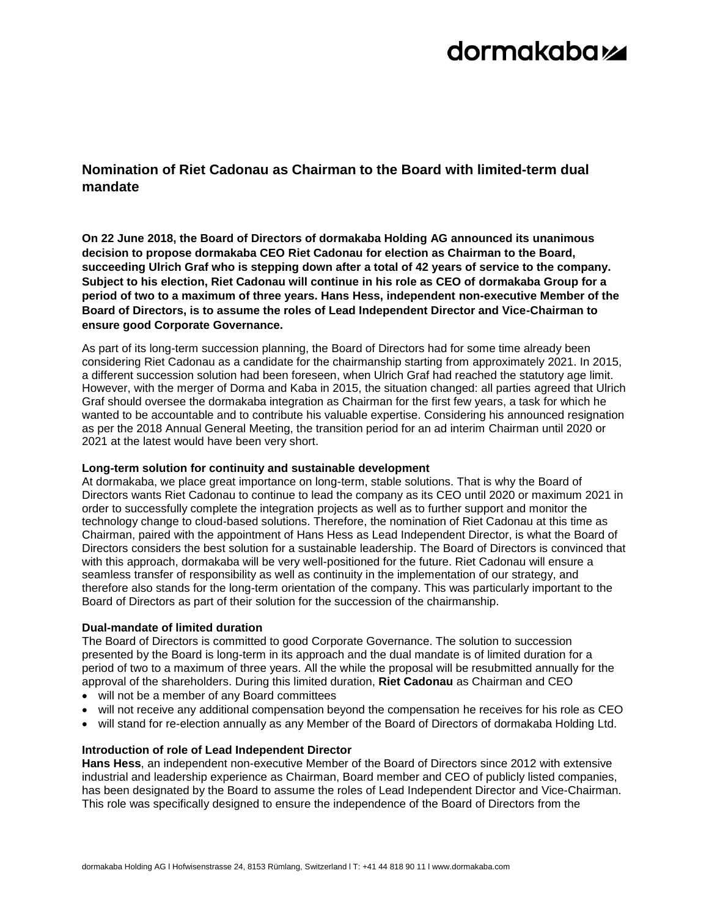# Nomination of Riet Cadonau as Chairman to the Board with limited-term dual mandate

**On 22 June 2018, the Board of Directors of dormakaba Holding AG announced its unanimous decision to propose dormakaba CEO Riet Cadonau for election as Chairman to the Board, succeeding Ulrich Graf who is stepping down after a total of 42 years of service to the company. Subject to his election, Riet Cadonau will continue in his role as CEO of dormakaba Group for a period of two to a maximum of three years. Hans Hess, independent non-executive Member of the Board of Directors, is to assume the roles of Lead Independent Director and Vice-Chairman to ensure good Corporate Governance.**

As part of its long-term succession planning, the Board of Directors had for some time already been considering Riet Cadonau as a candidate for the chairmanship starting from approximately 2021. In 2015, a different succession solution had been foreseen, when Ulrich Graf had reached the statutory age limit. However, with the merger of Dorma and Kaba in 2015, the situation changed: all parties agreed that Ulrich Graf should oversee the dormakaba integration as Chairman for the first few years, a task for which he wanted to be accountable and to contribute his valuable expertise. Considering his announced resignation as per the 2018 Annual General Meeting, the transition period for an ad interim Chairman until 2020 or 2021 at the latest would have been very short.

**Long-term solution for continuity and sustainable development**
At dormakaba, we place great importance on long-term, stable solutions. That is why the Board of Directors wants Riet Cadonau to continue to lead the company as its CEO until 2020 or maximum 2021 in order to successfully complete the integration projects as well as to further support and monitor the technology change to cloud-based solutions. Therefore, the nomination of Riet Cadonau at this time as Chairman, paired with the appointment of Hans Hess as Lead Independent Director, is what the Board of Directors considers the best solution for a sustainable leadership. The Board of Directors is convinced that with this approach, dormakaba will be very well-positioned for the future. Riet Cadonau will ensure a seamless transfer of responsibility as well as continuity in the implementation of our strategy, and therefore also stands for the long-term orientation of the company. This was particularly important to the Board of Directors as part of their solution for the succession of the chairmanship.

**Dual-mandate of limited duration**
The Board of Directors is committed to good Corporate Governance. The solution to succession presented by the Board is long-term in its approach and the dual mandate is of limited duration for a period of two to a maximum of three years. All the while the proposal will be resubmitted annually for the approval of the shareholders. During this limited duration, **Riet Cadonau** as Chairman and CEO

- will not be a member of any Board committees
- will not receive any additional compensation beyond the compensation he receives for his role as CEO
- will stand for re-election annually as any Member of the Board of Directors of dormakaba Holding Ltd.

**Introduction of role of Lead Independent Director**
**Hans Hess**, an independent non-executive Member of the Board of Directors since 2012 with extensive industrial and leadership experience as Chairman, Board member and CEO of publicly listed companies, has been designated by the Board to assume the roles of Lead Independent Director and Vice-Chairman. This role was specifically designed to ensure the independence of the Board of Directors from the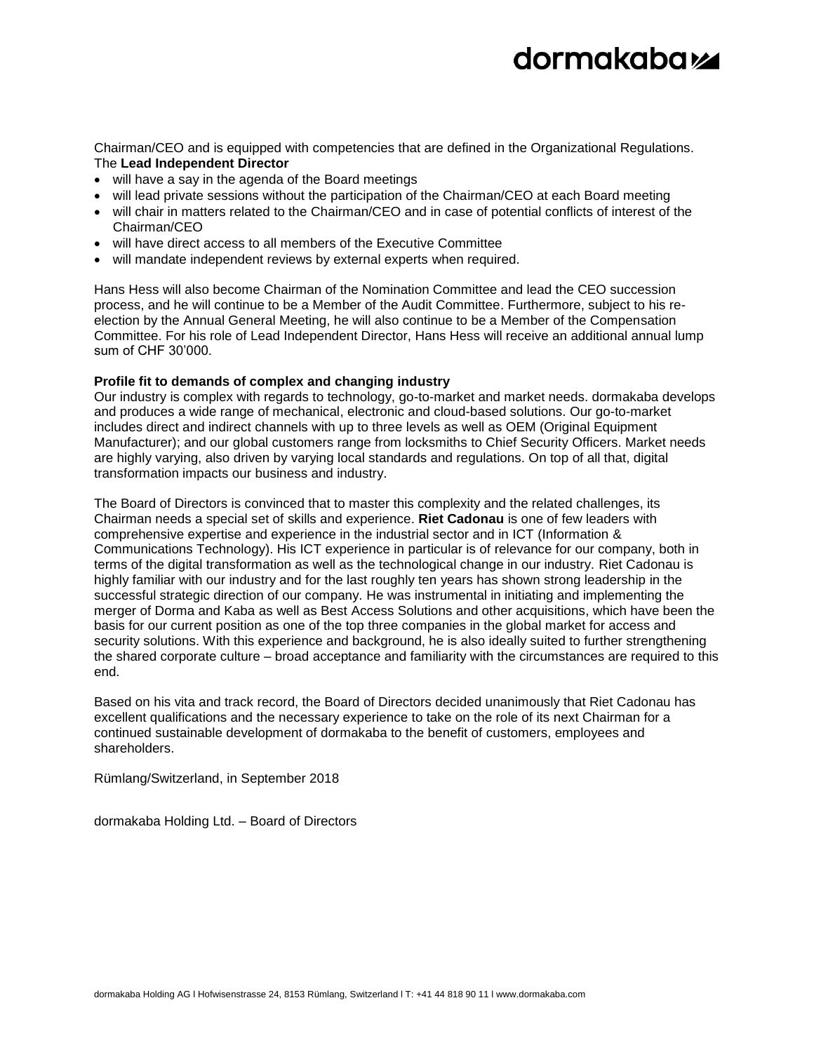Chairman/CEO and is equipped with competencies that are defined in the Organizational Regulations. The **Lead Independent Director**

- will have a say in the agenda of the Board meetings
- will lead private sessions without the participation of the Chairman/CEO at each Board meeting
- will chair in matters related to the Chairman/CEO and in case of potential conflicts of interest of the Chairman/CEO
- will have direct access to all members of the Executive Committee
- will mandate independent reviews by external experts when required.

Hans Hess will also become Chairman of the Nomination Committee and lead the CEO succession process, and he will continue to be a Member of the Audit Committee. Furthermore, subject to his re-election by the Annual General Meeting, he will also continue to be a Member of the Compensation Committee. For his role of Lead Independent Director, Hans Hess will receive an additional annual lump sum of CHF 30'000.

**Profile fit to demands of complex and changing industry**

Our industry is complex with regards to technology, go-to-market and market needs. dormakaba develops and produces a wide range of mechanical, electronic and cloud-based solutions. Our go-to-market includes direct and indirect channels with up to three levels as well as OEM (Original Equipment Manufacturer); and our global customers range from locksmiths to Chief Security Officers. Market needs are highly varying, also driven by varying local standards and regulations. On top of all that, digital transformation impacts our business and industry.

The Board of Directors is convinced that to master this complexity and the related challenges, its Chairman needs a special set of skills and experience. **Riet Cadonau** is one of few leaders with comprehensive expertise and experience in the industrial sector and in ICT (Information & Communications Technology). His ICT experience in particular is of relevance for our company, both in terms of the digital transformation as well as the technological change in our industry. Riet Cadonau is highly familiar with our industry and for the last roughly ten years has shown strong leadership in the successful strategic direction of our company. He was instrumental in initiating and implementing the merger of Dorma and Kaba as well as Best Access Solutions and other acquisitions, which have been the basis for our current position as one of the top three companies in the global market for access and security solutions. With this experience and background, he is also ideally suited to further strengthening the shared corporate culture – broad acceptance and familiarity with the circumstances are required to this end.

Based on his vita and track record, the Board of Directors decided unanimously that Riet Cadonau has excellent qualifications and the necessary experience to take on the role of its next Chairman for a continued sustainable development of dormakaba to the benefit of customers, employees and shareholders.

Rümlang/Switzerland, in September 2018

dormakaba Holding Ltd. – Board of Directors